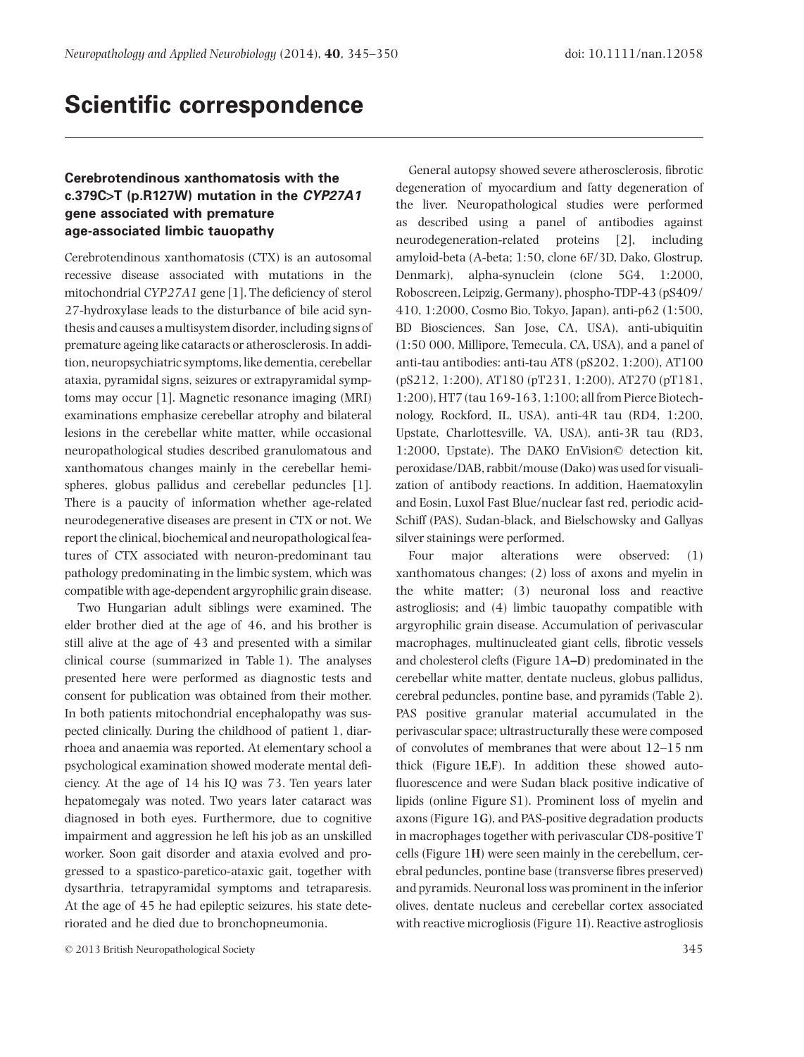# Scientific correspondence

## Cerebrotendinous xanthomatosis with the c.379C>T (p.R127W) mutation in the *CYP27A1* gene associated with premature age-associated limbic tauopathy

Cerebrotendinous xanthomatosis (CTX) is an autosomal recessive disease associated with mutations in the mitochondrial *CYP27A1* gene [1]. The deficiency of sterol 27-hydroxylase leads to the disturbance of bile acid synthesis and causes a multisystem disorder, including signs of premature ageing like cataracts or atherosclerosis. In addition, neuropsychiatric symptoms, like dementia, cerebellar ataxia, pyramidal signs, seizures or extrapyramidal symptoms may occur [1]. Magnetic resonance imaging (MRI) examinations emphasize cerebellar atrophy and bilateral lesions in the cerebellar white matter, while occasional neuropathological studies described granulomatous and xanthomatous changes mainly in the cerebellar hemispheres, globus pallidus and cerebellar peduncles [1]. There is a paucity of information whether age-related neurodegenerative diseases are present in CTX or not. We report the clinical, biochemical and neuropathological features of CTX associated with neuron-predominant tau pathology predominating in the limbic system, which was compatible with age-dependent argyrophilic grain disease.

Two Hungarian adult siblings were examined. The elder brother died at the age of 46, and his brother is still alive at the age of 43 and presented with a similar clinical course (summarized in Table 1). The analyses presented here were performed as diagnostic tests and consent for publication was obtained from their mother. In both patients mitochondrial encephalopathy was suspected clinically. During the childhood of patient 1, diarrhoea and anaemia was reported. At elementary school a psychological examination showed moderate mental deficiency. At the age of 14 his IQ was 73. Ten years later hepatomegaly was noted. Two years later cataract was diagnosed in both eyes. Furthermore, due to cognitive impairment and aggression he left his job as an unskilled worker. Soon gait disorder and ataxia evolved and progressed to a spastico-paretico-ataxic gait, together with dysarthria, tetrapyramidal symptoms and tetraparesis. At the age of 45 he had epileptic seizures, his state deteriorated and he died due to bronchopneumonia.

General autopsy showed severe atherosclerosis, fibrotic degeneration of myocardium and fatty degeneration of the liver. Neuropathological studies were performed as described using a panel of antibodies against neurodegeneration-related proteins [2], including amyloid-beta (A-beta; 1:50, clone 6F/3D, Dako, Glostrup, Denmark), alpha-synuclein (clone 5G4, 1:2000, Roboscreen, Leipzig, Germany), phospho-TDP-43 (pS409/410, 1:2000, Cosmo Bio, Tokyo, Japan), anti-p62 (1:500, BD Biosciences, San Jose, CA, USA), anti-ubiquitin (1:50 000, Millipore, Temecula, CA, USA), and a panel of anti-tau antibodies: anti-tau AT8 (pS202, 1:200), AT100 (pS212, 1:200), AT180 (pT231, 1:200), AT270 (pT181, 1:200), HT7 (tau 169-163, 1:100; all from Pierce Biotechnology, Rockford, IL, USA), anti-4R tau (RD4, 1:200, Upstate, Charlottesville, VA, USA), anti-3R tau (RD3, 1:2000, Upstate). The DAKO EnVision© detection kit, peroxidase/DAB, rabbit/mouse (Dako) was used for visualization of antibody reactions. In addition, Haematoxylin and Eosin, Luxol Fast Blue/nuclear fast red, periodic acid-Schiff (PAS), Sudan-black, and Bielschowsky and Gallyas silver stainings were performed.

Four major alterations were observed: (1) xanthomatous changes; (2) loss of axons and myelin in the white matter; (3) neuronal loss and reactive astrogliosis; and (4) limbic tauopathy compatible with argyrophilic grain disease. Accumulation of perivascular macrophages, multinucleated giant cells, fibrotic vessels and cholesterol clefts (Figure 1**A–D**) predominated in the cerebellar white matter, dentate nucleus, globus pallidus, cerebral peduncles, pontine base, and pyramids (Table 2). PAS positive granular material accumulated in the perivascular space; ultrastructurally these were composed of convolutes of membranes that were about 12–15 nm thick (Figure 1**E**,**F**). In addition these showed autofluorescence and were Sudan black positive indicative of lipids (online Figure S1). Prominent loss of myelin and axons (Figure 1**G**), and PAS-positive degradation products in macrophages together with perivascular CD8-positive T cells (Figure 1**H**) were seen mainly in the cerebellum, cerebral peduncles, pontine base (transverse fibres preserved) and pyramids. Neuronal loss was prominent in the inferior olives, dentate nucleus and cerebellar cortex associated with reactive microgliosis (Figure 1**I**). Reactive astrogliosis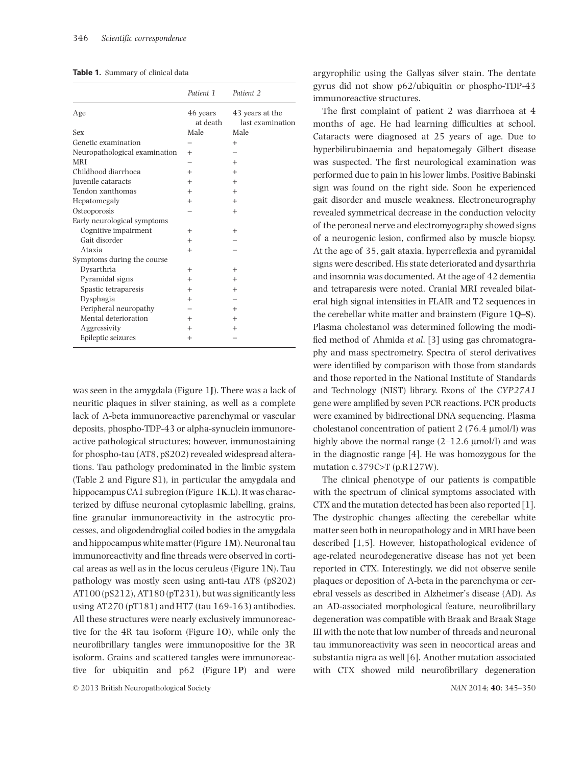**Table 1.** Summary of clinical data

| | Patient 1 | Patient 2 |
|---|---|---|
| Age | 46 years at death | 43 years at the last examination |
| Sex | Male | Male |
| Genetic examination | – | + |
| Neuropathological examination | + | – |
| MRI | – | + |
| Childhood diarrhoea | + | + |
| Juvenile cataracts | + | + |
| Tendon xanthomas | + | + |
| Hepatomegaly | + | + |
| Osteoporosis | – | + |
| Early neurological symptoms | | |
| Cognitive impairment | + | + |
| Gait disorder | + | – |
| Ataxia | + | – |
| Symptoms during the course | | |
| Dysarthria | + | + |
| Pyramidal signs | + | + |
| Spastic tetraparesis | + | + |
| Dysphagia | + | – |
| Peripheral neuropathy | – | + |
| Mental deterioration | + | + |
| Aggressivity | + | + |
| Epileptic seizures | + | – |

was seen in the amygdala (Figure 1**J**). There was a lack of neuritic plaques in silver staining, as well as a complete lack of A-beta immunoreactive parenchymal or vascular deposits, phospho-TDP-43 or alpha-synuclein immunoreactive pathological structures; however, immunostaining for phospho-tau (AT8, pS202) revealed widespread alterations. Tau pathology predominated in the limbic system (Table 2 and Figure S1), in particular the amygdala and hippocampus CA1 subregion (Figure 1**K**,**L**). It was characterized by diffuse neuronal cytoplasmic labelling, grains, fine granular immunoreactivity in the astrocytic processes, and oligodendroglial coiled bodies in the amygdala and hippocampus white matter (Figure 1**M**). Neuronal tau immunoreactivity and fine threads were observed in cortical areas as well as in the locus ceruleus (Figure 1**N**). Tau pathology was mostly seen using anti-tau AT8 (pS202) AT100 (pS212), AT180 (pT231), but was significantly less using AT270 (pT181) and HT7 (tau 169-163) antibodies. All these structures were nearly exclusively immunoreactive for the 4R tau isoform (Figure 1**O**), while only the neurofibrillary tangles were immunopositive for the 3R isoform. Grains and scattered tangles were immunoreactive for ubiquitin and p62 (Figure 1**P**) and were argyrophilic using the Gallyas silver stain. The dentate gyrus did not show p62/ubiquitin or phospho-TDP-43 immunoreactive structures.

The first complaint of patient 2 was diarrhoea at 4 months of age. He had learning difficulties at school. Cataracts were diagnosed at 25 years of age. Due to hyperbilirubinaemia and hepatomegaly Gilbert disease was suspected. The first neurological examination was performed due to pain in his lower limbs. Positive Babinski sign was found on the right side. Soon he experienced gait disorder and muscle weakness. Electroneurography revealed symmetrical decrease in the conduction velocity of the peroneal nerve and electromyography showed signs of a neurogenic lesion, confirmed also by muscle biopsy. At the age of 35, gait ataxia, hyperreflexia and pyramidal signs were described. His state deteriorated and dysarthria and insomnia was documented. At the age of 42 dementia and tetraparesis were noted. Cranial MRI revealed bilateral high signal intensities in FLAIR and T2 sequences in the cerebellar white matter and brainstem (Figure 1**Q–S**). Plasma cholestanol was determined following the modified method of Ahmida *et al.* [3] using gas chromatography and mass spectrometry. Spectra of sterol derivatives were identified by comparison with those from standards and those reported in the National Institute of Standards and Technology (NIST) library. Exons of the *CYP27A1* gene were amplified by seven PCR reactions. PCR products were examined by bidirectional DNA sequencing. Plasma cholestanol concentration of patient 2 (76.4 μmol/l) was highly above the normal range (2–12.6 μmol/l) and was in the diagnostic range [4]. He was homozygous for the mutation c.379C>T (p.R127W).

The clinical phenotype of our patients is compatible with the spectrum of clinical symptoms associated with CTX and the mutation detected has been also reported [1]. The dystrophic changes affecting the cerebellar white matter seen both in neuropathology and in MRI have been described [1,5]. However, histopathological evidence of age-related neurodegenerative disease has not yet been reported in CTX. Interestingly, we did not observe senile plaques or deposition of A-beta in the parenchyma or cerebral vessels as described in Alzheimer's disease (AD). As an AD-associated morphological feature, neurofibrillary degeneration was compatible with Braak and Braak Stage III with the note that low number of threads and neuronal tau immunoreactivity was seen in neocortical areas and substantia nigra as well [6]. Another mutation associated with CTX showed mild neurofibrillary degeneration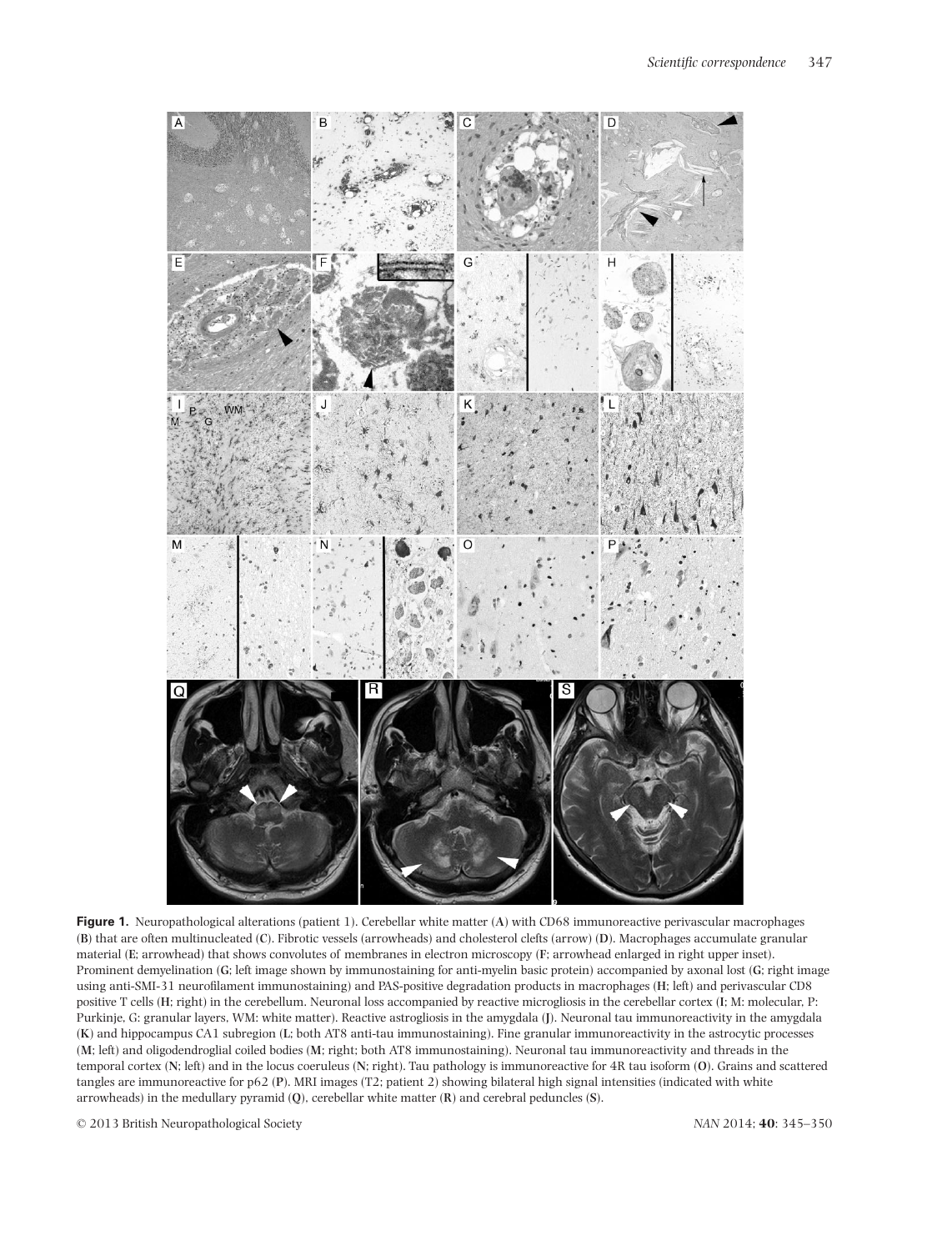**Figure 1.** Neuropathological alterations (patient 1). Cerebellar white matter (**A**) with CD68 immunoreactive perivascular macrophages (**B**) that are often multinucleated (**C**). Fibrotic vessels (arrowheads) and cholesterol clefts (arrow) (**D**). Macrophages accumulate granular material (**E**; arrowhead) that shows convolutes of membranes in electron microscopy (**F**; arrowhead enlarged in right upper inset). Prominent demyelination (**G**; left image shown by immunostaining for anti-myelin basic protein) accompanied by axonal lost (**G**; right image using anti-SMI-31 neurofilament immunostaining) and PAS-positive degradation products in macrophages (**H**; left) and perivascular CD8 positive T cells (**H**; right) in the cerebellum. Neuronal loss accompanied by reactive microgliosis in the cerebellar cortex (**I**; M: molecular, P: Purkinje, G: granular layers, WM: white matter). Reactive astrogliosis in the amygdala (**J**). Neuronal tau immunoreactivity in the amygdala (**K**) and hippocampus CA1 subregion (**L**; both AT8 anti-tau immunostaining). Fine granular immunoreactivity in the astrocytic processes (**M**; left) and oligodendroglial coiled bodies (**M**; right; both AT8 immunostaining). Neuronal tau immunoreactivity and threads in the temporal cortex (**N**; left) and in the locus coeruleus (**N**; right). Tau pathology is immunoreactive for 4R tau isoform (**O**). Grains and scattered tangles are immunoreactive for p62 (**P**). MRI images (T2; patient 2) showing bilateral high signal intensities (indicated with white arrowheads) in the medullary pyramid (**Q**), cerebellar white matter (**R**) and cerebral peduncles (**S**).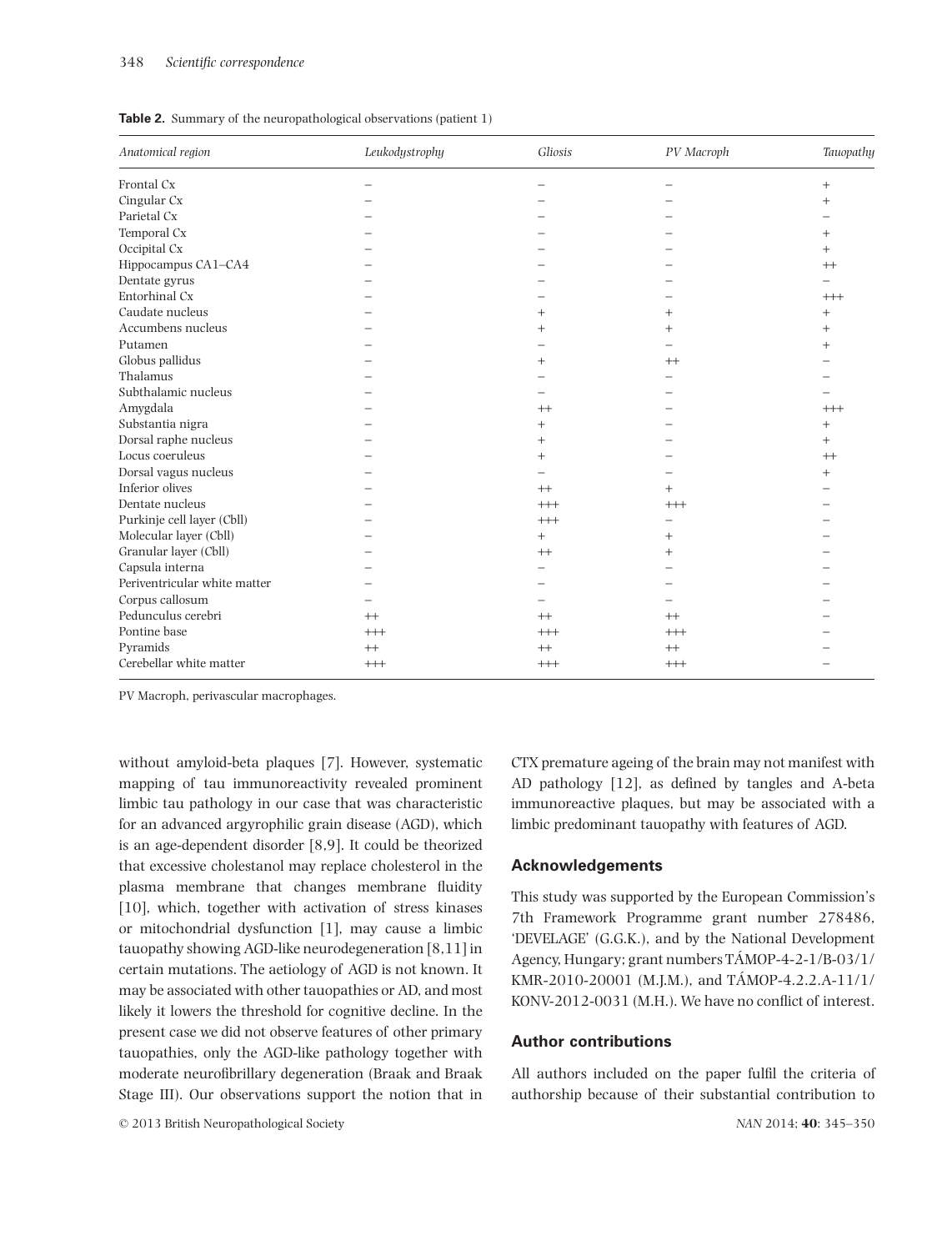**Table 2.** Summary of the neuropathological observations (patient 1)

| *Anatomical region* | *Leukodystrophy* | *Gliosis* | *PV Macroph* | *Tauopathy* |
|---|---|---|---|---|
| Frontal Cx | – | – | – | + |
| Cingular Cx | – | – | – | + |
| Parietal Cx | – | – | – | – |
| Temporal Cx | – | – | – | + |
| Occipital Cx | – | – | – | + |
| Hippocampus CA1–CA4 | – | – | – | ++ |
| Dentate gyrus | – | – | – | – |
| Entorhinal Cx | – | – | – | +++ |
| Caudate nucleus | – | + | + | + |
| Accumbens nucleus | – | + | + | + |
| Putamen | – | – | – | + |
| Globus pallidus | – | + | ++ | – |
| Thalamus | – | – | – | – |
| Subthalamic nucleus | – | – | – | – |
| Amygdala | – | ++ | – | +++ |
| Substantia nigra | – | + | – | + |
| Dorsal raphe nucleus | – | + | – | + |
| Locus coeruleus | – | + | – | ++ |
| Dorsal vagus nucleus | – | – | – | + |
| Inferior olives | – | ++ | + | – |
| Dentate nucleus | – | +++ | +++ | – |
| Purkinje cell layer (Cbll) | – | +++ | – | – |
| Molecular layer (Cbll) | – | + | + | – |
| Granular layer (Cbll) | – | ++ | + | – |
| Capsula interna | – | – | – | – |
| Periventricular white matter | – | – | – | – |
| Corpus callosum | – | – | – | – |
| Pedunculus cerebri | ++ | ++ | ++ | – |
| Pontine base | +++ | +++ | +++ | – |
| Pyramids | ++ | ++ | ++ | – |
| Cerebellar white matter | +++ | +++ | +++ | – |

PV Macroph, perivascular macrophages.

without amyloid-beta plaques [7]. However, systematic mapping of tau immunoreactivity revealed prominent limbic tau pathology in our case that was characteristic for an advanced argyrophilic grain disease (AGD), which is an age-dependent disorder [8,9]. It could be theorized that excessive cholestanol may replace cholesterol in the plasma membrane that changes membrane fluidity [10], which, together with activation of stress kinases or mitochondrial dysfunction [1], may cause a limbic tauopathy showing AGD-like neurodegeneration [8,11] in certain mutations. The aetiology of AGD is not known. It may be associated with other tauopathies or AD, and most likely it lowers the threshold for cognitive decline. In the present case we did not observe features of other primary tauopathies, only the AGD-like pathology together with moderate neurofibrillary degeneration (Braak and Braak Stage III). Our observations support the notion that in CTX premature ageing of the brain may not manifest with AD pathology [12], as defined by tangles and A-beta immunoreactive plaques, but may be associated with a limbic predominant tauopathy with features of AGD.

## Acknowledgements

This study was supported by the European Commission's 7th Framework Programme grant number 278486, 'DEVELAGE' (G.G.K.), and by the National Development Agency, Hungary; grant numbers TÁMOP-4-2-1/B-03/1/KMR-2010-20001 (M.J.M.), and TÁMOP-4.2.2.A-11/1/KONV-2012-0031 (M.H.). We have no conflict of interest.

## Author contributions

All authors included on the paper fulfil the criteria of authorship because of their substantial contribution to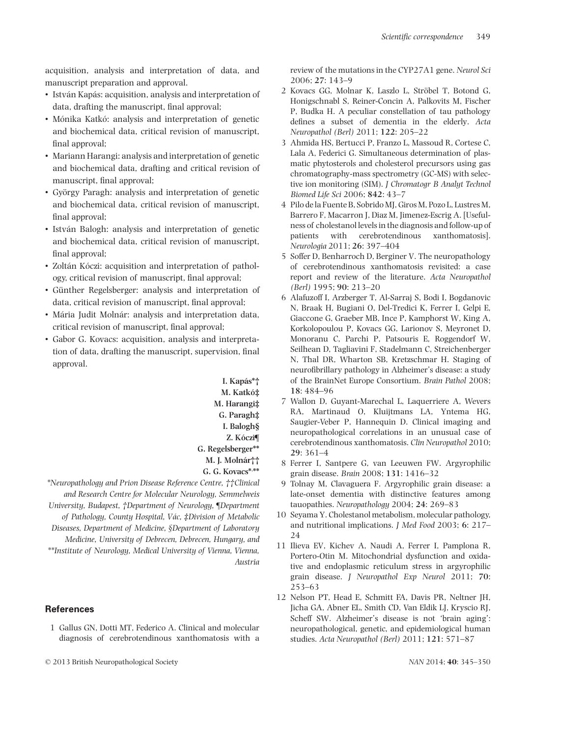acquisition, analysis and interpretation of data, and manuscript preparation and approval.

- István Kapás: acquisition, analysis and interpretation of data, drafting the manuscript, final approval;
- Mónika Katkó: analysis and interpretation of genetic and biochemical data, critical revision of manuscript, final approval;
- Mariann Harangi: analysis and interpretation of genetic and biochemical data, drafting and critical revision of manuscript, final approval;
- György Paragh: analysis and interpretation of genetic and biochemical data, critical revision of manuscript, final approval;
- István Balogh: analysis and interpretation of genetic and biochemical data, critical revision of manuscript, final approval;
- Zoltán Kóczi: acquisition and interpretation of pathology, critical revision of manuscript, final approval;
- Günther Regelsberger: analysis and interpretation of data, critical revision of manuscript, final approval;
- Mária Judit Molnár: analysis and interpretation data, critical revision of manuscript, final approval;
- Gabor G. Kovacs: acquisition, analysis and interpretation of data, drafting the manuscript, supervision, final approval.

**I. Kapás*†**
**M. Katkó‡**
**M. Harangi‡**
**G. Paragh‡**
**I. Balogh§**
**Z. Kóczi¶**
**G. Regelsberger\*\***
**M. J. Molnár††**
**G. G. Kovacs*,\*\***

*\*Neuropathology and Prion Disease Reference Centre, ††Clinical and Research Centre for Molecular Neurology, Semmelweis University, Budapest, †Department of Neurology, ¶Department of Pathology, County Hospital, Vác, ‡Division of Metabolic Diseases, Department of Medicine, §Department of Laboratory Medicine, University of Debrecen, Debrecen, Hungary, and \*\*Institute of Neurology, Medical University of Vienna, Vienna, Austria*

## References

1. Gallus GN, Dotti MT, Federico A. Clinical and molecular diagnosis of cerebrotendinous xanthomatosis with a review of the mutations in the CYP27A1 gene. *Neurol Sci* 2006; **27**: 143–9
2. Kovacs GG, Molnar K, Laszlo L, Ströbel T, Botond G, Honigschnabl S, Reiner-Concin A, Palkovits M, Fischer P, Budka H. A peculiar constellation of tau pathology defines a subset of dementia in the elderly. *Acta Neuropathol (Berl)* 2011; **122**: 205–22
3. Ahmida HS, Bertucci P, Franzo L, Massoud R, Cortese C, Lala A, Federici G. Simultaneous determination of plasmatic phytosterols and cholesterol precursors using gas chromatography-mass spectrometry (GC-MS) with selective ion monitoring (SIM). *J Chromatogr B Analyt Technol Biomed Life Sci* 2006; **842**: 43–7
4. Pilo de la Fuente B, Sobrido MJ, Giros M, Pozo L, Lustres M, Barrero F, Macarron J, Diaz M, Jimenez-Escrig A. [Usefulness of cholestanol levels in the diagnosis and follow-up of patients with cerebrotendinous xanthomatosis]. *Neurologia* 2011; **26**: 397–404
5. Soffer D, Benharroch D, Berginer V. The neuropathology of cerebrotendinous xanthomatosis revisited: a case report and review of the literature. *Acta Neuropathol (Berl)* 1995; **90**: 213–20
6. Alafuzoff I, Arzberger T, Al-Sarraj S, Bodi I, Bogdanovic N, Braak H, Bugiani O, Del-Tredici K, Ferrer I, Gelpi E, Giaccone G, Graeber MB, Ince P, Kamphorst W, King A, Korkolopoulou P, Kovacs GG, Larionov S, Meyronet D, Monoranu C, Parchi P, Patsouris E, Roggendorf W, Seilhean D, Tagliavini F, Stadelmann C, Streichenberger N, Thal DR, Wharton SB, Kretzschmar H. Staging of neurofibrillary pathology in Alzheimer's disease: a study of the BrainNet Europe Consortium. *Brain Pathol* 2008; **18**: 484–96
7. Wallon D, Guyant-Marechal L, Laquerriere A, Wevers RA, Martinaud O, Kluijtmans LA, Yntema HG, Saugier-Veber P, Hannequin D. Clinical imaging and neuropathological correlations in an unusual case of cerebrotendinous xanthomatosis. *Clin Neuropathol* 2010; **29**: 361–4
8. Ferrer I, Santpere G, van Leeuwen FW. Argyrophilic grain disease. *Brain* 2008; **131**: 1416–32
9. Tolnay M, Clavaguera F. Argyrophilic grain disease: a late-onset dementia with distinctive features among tauopathies. *Neuropathology* 2004; **24**: 269–83
10. Seyama Y. Cholestanol metabolism, molecular pathology, and nutritional implications. *J Med Food* 2003; **6**: 217–24
11. Ilieva EV, Kichev A, Naudi A, Ferrer I, Pamplona R, Portero-Otin M. Mitochondrial dysfunction and oxidative and endoplasmic reticulum stress in argyrophilic grain disease. *J Neuropathol Exp Neurol* 2011; **70**: 253–63
12. Nelson PT, Head E, Schmitt FA, Davis PR, Neltner JH, Jicha GA, Abner EL, Smith CD, Van Eldik LJ, Kryscio RJ, Scheff SW. Alzheimer's disease is not 'brain aging': neuropathological, genetic, and epidemiological human studies. *Acta Neuropathol (Berl)* 2011; **121**: 571–87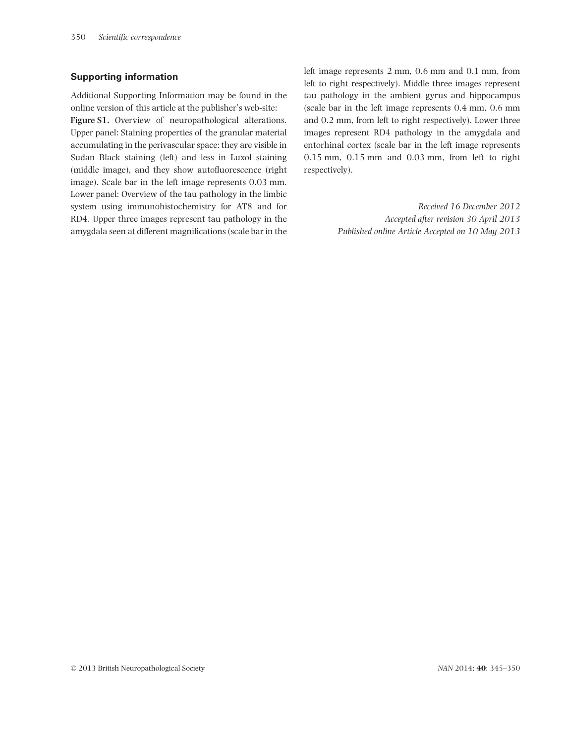## Supporting information

Additional Supporting Information may be found in the online version of this article at the publisher's web-site:

**Figure S1.** Overview of neuropathological alterations. Upper panel: Staining properties of the granular material accumulating in the perivascular space: they are visible in Sudan Black staining (left) and less in Luxol staining (middle image), and they show autofluorescence (right image). Scale bar in the left image represents 0.03 mm. Lower panel: Overview of the tau pathology in the limbic system using immunohistochemistry for AT8 and for RD4. Upper three images represent tau pathology in the amygdala seen at different magnifications (scale bar in the left image represents 2 mm, 0.6 mm and 0.1 mm, from left to right respectively). Middle three images represent tau pathology in the ambient gyrus and hippocampus (scale bar in the left image represents 0.4 mm, 0.6 mm and 0.2 mm, from left to right respectively). Lower three images represent RD4 pathology in the amygdala and entorhinal cortex (scale bar in the left image represents 0.15 mm, 0.15 mm and 0.03 mm, from left to right respectively).

*Received 16 December 2012*
*Accepted after revision 30 April 2013*
*Published online Article Accepted on 10 May 2013*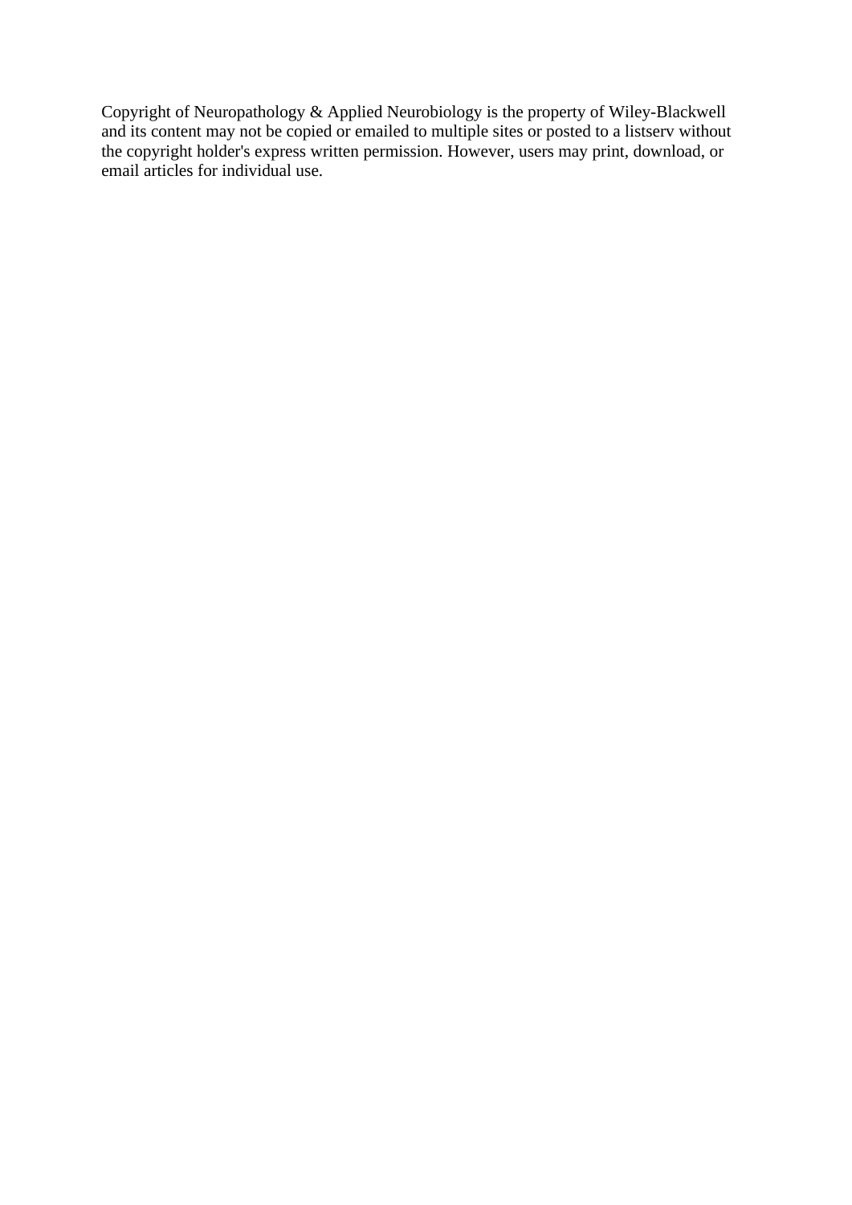Copyright of Neuropathology & Applied Neurobiology is the property of Wiley-Blackwell and its content may not be copied or emailed to multiple sites or posted to a listserv without the copyright holder's express written permission. However, users may print, download, or email articles for individual use.